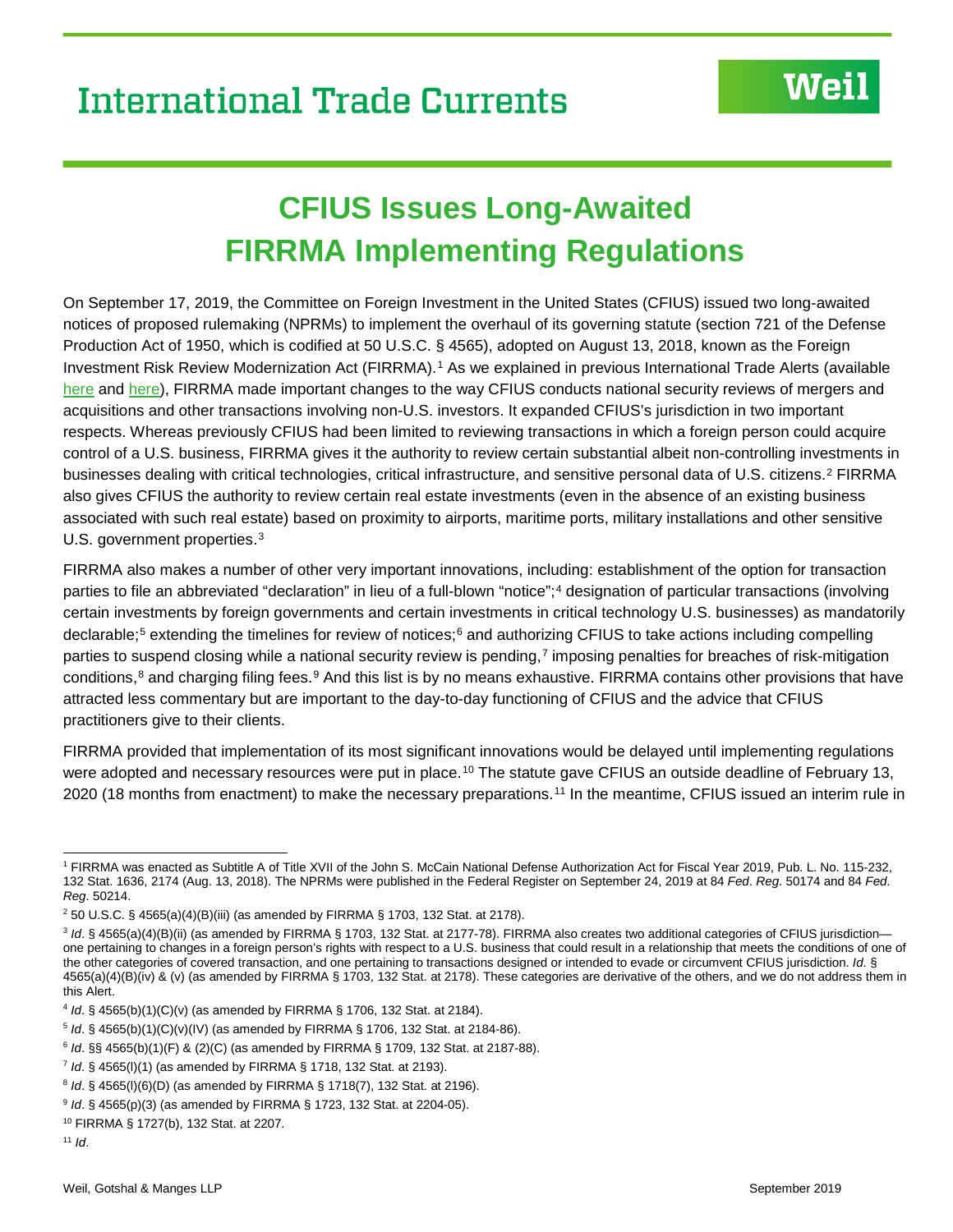# International Trade Currents

## CFIUS Issues Long-Awaited FIRRMA Implementing Regulations

On September 17, 2019, the Committee on Foreign Investment in the United States (CFIUS) issued two long-awaited notices of proposed rulemaking (NPRMs) to implement the overhaul of its governing statute (section 721 of the Defense Production Act of 1950, which is codified at 50 U.S.C. § 4565), adopted on August 13, 2018, known as the Foreign Investment Risk Review Modernization Act (FIRRMA).[1] As we explained in previous International Trade Alerts (available here and here), FIRRMA made important changes to the way CFIUS conducts national security reviews of mergers and acquisitions and other transactions involving non-U.S. investors. It expanded CFIUS's jurisdiction in two important respects. Whereas previously CFIUS had been limited to reviewing transactions in which a foreign person could acquire control of a U.S. business, FIRRMA gives it the authority to review certain substantial albeit non-controlling investments in businesses dealing with critical technologies, critical infrastructure, and sensitive personal data of U.S. citizens.[2] FIRRMA also gives CFIUS the authority to review certain real estate investments (even in the absence of an existing business associated with such real estate) based on proximity to airports, maritime ports, military installations and other sensitive U.S. government properties.[3]

FIRRMA also makes a number of other very important innovations, including: establishment of the option for transaction parties to file an abbreviated "declaration" in lieu of a full-blown "notice";[4] designation of particular transactions (involving certain investments by foreign governments and certain investments in critical technology U.S. businesses) as mandatorily declarable;[5] extending the timelines for review of notices;[6] and authorizing CFIUS to take actions including compelling parties to suspend closing while a national security review is pending,[7] imposing penalties for breaches of risk-mitigation conditions,[8] and charging filing fees.[9] And this list is by no means exhaustive. FIRRMA contains other provisions that have attracted less commentary but are important to the day-to-day functioning of CFIUS and the advice that CFIUS practitioners give to their clients.

FIRRMA provided that implementation of its most significant innovations would be delayed until implementing regulations were adopted and necessary resources were put in place.[10] The statute gave CFIUS an outside deadline of February 13, 2020 (18 months from enactment) to make the necessary preparations.[11] In the meantime, CFIUS issued an interim rule in

---

[1] FIRRMA was enacted as Subtitle A of Title XVII of the John S. McCain National Defense Authorization Act for Fiscal Year 2019, Pub. L. No. 115-232, 132 Stat. 1636, 2174 (Aug. 13, 2018). The NPRMs were published in the Federal Register on September 24, 2019 at 84 *Fed. Reg*. 50174 and 84 *Fed. Reg*. 50214.

[2] 50 U.S.C. § 4565(a)(4)(B)(iii) (as amended by FIRRMA § 1703, 132 Stat. at 2178).

[3] *Id*. § 4565(a)(4)(B)(ii) (as amended by FIRRMA § 1703, 132 Stat. at 2177-78). FIRRMA also creates two additional categories of CFIUS jurisdiction—one pertaining to changes in a foreign person's rights with respect to a U.S. business that could result in a relationship that meets the conditions of one of the other categories of covered transaction, and one pertaining to transactions designed or intended to evade or circumvent CFIUS jurisdiction. *Id*. § 4565(a)(4)(B)(iv) & (v) (as amended by FIRRMA § 1703, 132 Stat. at 2178). These categories are derivative of the others, and we do not address them in this Alert.

[4] *Id*. § 4565(b)(1)(C)(v) (as amended by FIRRMA § 1706, 132 Stat. at 2184).

[5] *Id*. § 4565(b)(1)(C)(v)(IV) (as amended by FIRRMA § 1706, 132 Stat. at 2184-86).

[6] *Id*. §§ 4565(b)(1)(F) & (2)(C) (as amended by FIRRMA § 1709, 132 Stat. at 2187-88).

[7] *Id*. § 4565(l)(1) (as amended by FIRRMA § 1718, 132 Stat. at 2193).

[8] *Id*. § 4565(l)(6)(D) (as amended by FIRRMA § 1718(7), 132 Stat. at 2196).

[9] *Id*. § 4565(p)(3) (as amended by FIRRMA § 1723, 132 Stat. at 2204-05).

[10] FIRRMA § 1727(b), 132 Stat. at 2207.

[11] *Id*.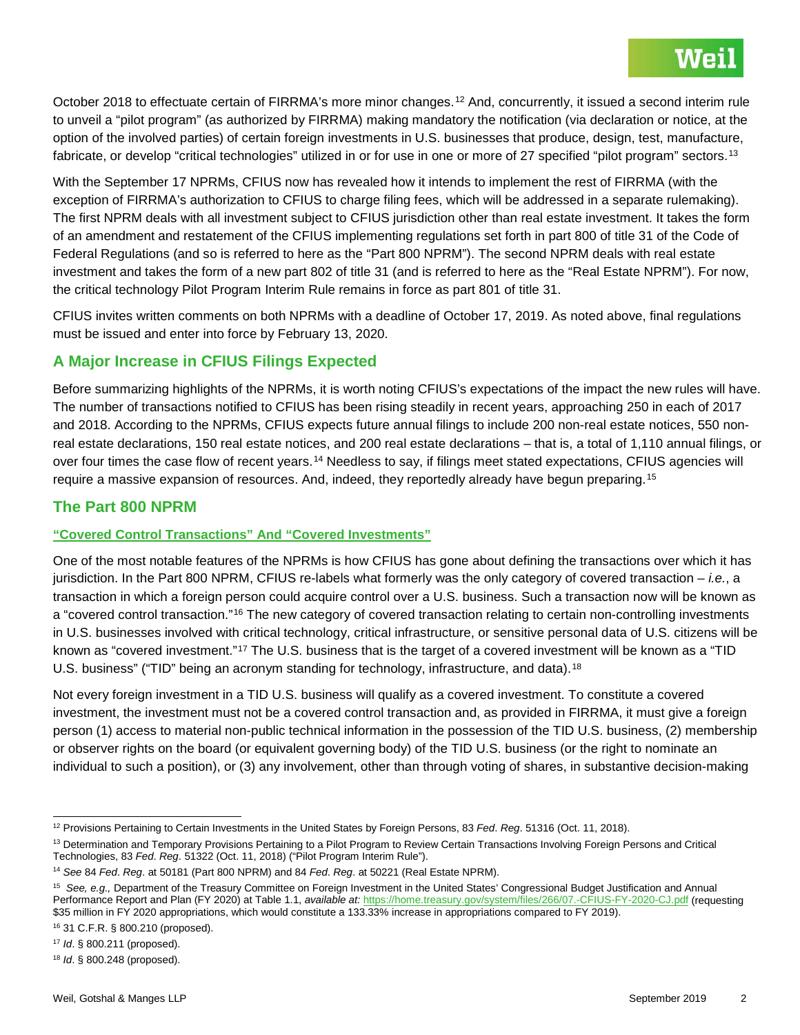October 2018 to effectuate certain of FIRRMA's more minor changes.[12] And, concurrently, it issued a second interim rule to unveil a "pilot program" (as authorized by FIRRMA) making mandatory the notification (via declaration or notice, at the option of the involved parties) of certain foreign investments in U.S. businesses that produce, design, test, manufacture, fabricate, or develop "critical technologies" utilized in or for use in one or more of 27 specified "pilot program" sectors.[13]

With the September 17 NPRMs, CFIUS now has revealed how it intends to implement the rest of FIRRMA (with the exception of FIRRMA's authorization to CFIUS to charge filing fees, which will be addressed in a separate rulemaking). The first NPRM deals with all investment subject to CFIUS jurisdiction other than real estate investment. It takes the form of an amendment and restatement of the CFIUS implementing regulations set forth in part 800 of title 31 of the Code of Federal Regulations (and so is referred to here as the "Part 800 NPRM"). The second NPRM deals with real estate investment and takes the form of a new part 802 of title 31 (and is referred to here as the "Real Estate NPRM"). For now, the critical technology Pilot Program Interim Rule remains in force as part 801 of title 31.

CFIUS invites written comments on both NPRMs with a deadline of October 17, 2019. As noted above, final regulations must be issued and enter into force by February 13, 2020.

## A Major Increase in CFIUS Filings Expected

Before summarizing highlights of the NPRMs, it is worth noting CFIUS's expectations of the impact the new rules will have. The number of transactions notified to CFIUS has been rising steadily in recent years, approaching 250 in each of 2017 and 2018. According to the NPRMs, CFIUS expects future annual filings to include 200 non-real estate notices, 550 non-real estate declarations, 150 real estate notices, and 200 real estate declarations – that is, a total of 1,110 annual filings, or over four times the case flow of recent years.[14] Needless to say, if filings meet stated expectations, CFIUS agencies will require a massive expansion of resources. And, indeed, they reportedly already have begun preparing.[15]

## The Part 800 NPRM

### "Covered Control Transactions" And "Covered Investments"

One of the most notable features of the NPRMs is how CFIUS has gone about defining the transactions over which it has jurisdiction. In the Part 800 NPRM, CFIUS re-labels what formerly was the only category of covered transaction – *i.e.*, a transaction in which a foreign person could acquire control over a U.S. business. Such a transaction now will be known as a "covered control transaction."[16] The new category of covered transaction relating to certain non-controlling investments in U.S. businesses involved with critical technology, critical infrastructure, or sensitive personal data of U.S. citizens will be known as "covered investment."[17] The U.S. business that is the target of a covered investment will be known as a "TID U.S. business" ("TID" being an acronym standing for technology, infrastructure, and data).[18]

Not every foreign investment in a TID U.S. business will qualify as a covered investment. To constitute a covered investment, the investment must not be a covered control transaction and, as provided in FIRRMA, it must give a foreign person (1) access to material non-public technical information in the possession of the TID U.S. business, (2) membership or observer rights on the board (or equivalent governing body) of the TID U.S. business (or the right to nominate an individual to such a position), or (3) any involvement, other than through voting of shares, in substantive decision-making

---

[12] Provisions Pertaining to Certain Investments in the United States by Foreign Persons, 83 *Fed*. *Reg*. 51316 (Oct. 11, 2018).

[13] Determination and Temporary Provisions Pertaining to a Pilot Program to Review Certain Transactions Involving Foreign Persons and Critical Technologies, 83 *Fed*. *Reg*. 51322 (Oct. 11, 2018) ("Pilot Program Interim Rule").

[14] *See* 84 *Fed*. *Reg*. at 50181 (Part 800 NPRM) and 84 *Fed*. *Reg*. at 50221 (Real Estate NPRM).

[15] *See, e.g.,* Department of the Treasury Committee on Foreign Investment in the United States' Congressional Budget Justification and Annual Performance Report and Plan (FY 2020) at Table 1.1, *available at:* https://home.treasury.gov/system/files/266/07.-CFIUS-FY-2020-CJ.pdf (requesting $35 million in FY 2020 appropriations, which would constitute a 133.33% increase in appropriations compared to FY 2019).

[16] 31 C.F.R. § 800.210 (proposed).

[17] *Id*. § 800.211 (proposed).

[18] *Id*. § 800.248 (proposed).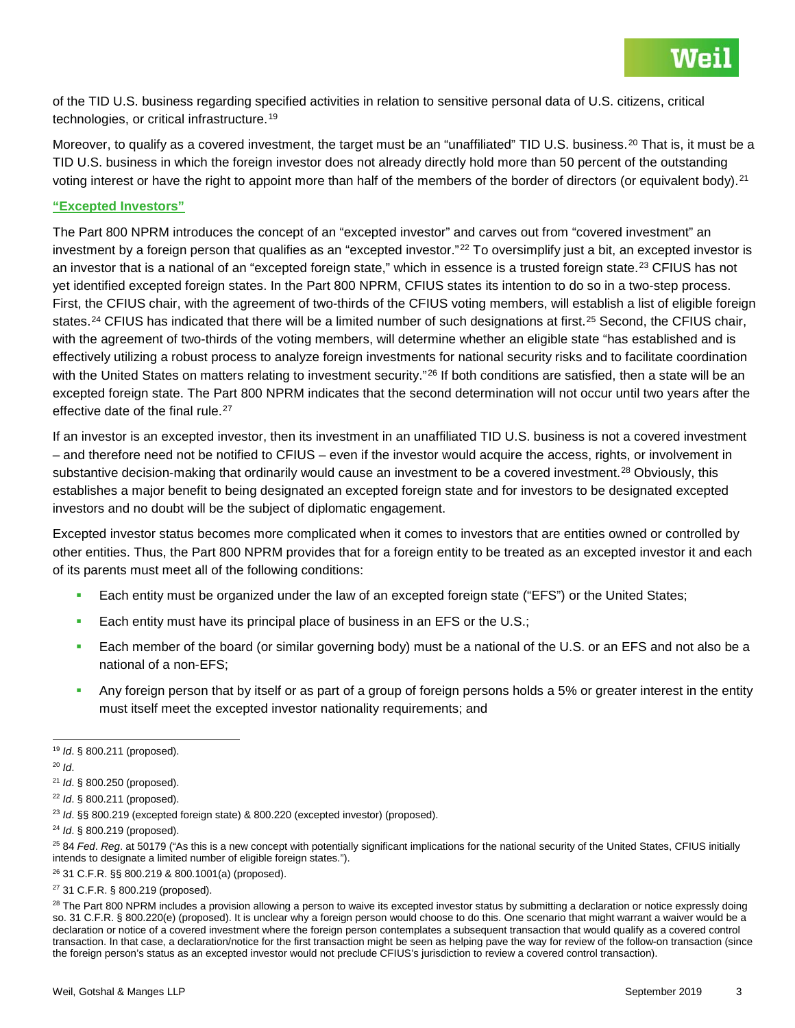of the TID U.S. business regarding specified activities in relation to sensitive personal data of U.S. citizens, critical technologies, or critical infrastructure.[19]

Moreover, to qualify as a covered investment, the target must be an "unaffiliated" TID U.S. business.[20] That is, it must be a TID U.S. business in which the foreign investor does not already directly hold more than 50 percent of the outstanding voting interest or have the right to appoint more than half of the members of the border of directors (or equivalent body).[21]

### "Excepted Investors"

The Part 800 NPRM introduces the concept of an "excepted investor" and carves out from "covered investment" an investment by a foreign person that qualifies as an "excepted investor."[22] To oversimplify just a bit, an excepted investor is an investor that is a national of an "excepted foreign state," which in essence is a trusted foreign state.[23] CFIUS has not yet identified excepted foreign states. In the Part 800 NPRM, CFIUS states its intention to do so in a two-step process. First, the CFIUS chair, with the agreement of two-thirds of the CFIUS voting members, will establish a list of eligible foreign states.[24] CFIUS has indicated that there will be a limited number of such designations at first.[25] Second, the CFIUS chair, with the agreement of two-thirds of the voting members, will determine whether an eligible state "has established and is effectively utilizing a robust process to analyze foreign investments for national security risks and to facilitate coordination with the United States on matters relating to investment security."[26] If both conditions are satisfied, then a state will be an excepted foreign state. The Part 800 NPRM indicates that the second determination will not occur until two years after the effective date of the final rule.[27]

If an investor is an excepted investor, then its investment in an unaffiliated TID U.S. business is not a covered investment – and therefore need not be notified to CFIUS – even if the investor would acquire the access, rights, or involvement in substantive decision-making that ordinarily would cause an investment to be a covered investment.[28] Obviously, this establishes a major benefit to being designated an excepted foreign state and for investors to be designated excepted investors and no doubt will be the subject of diplomatic engagement.

Excepted investor status becomes more complicated when it comes to investors that are entities owned or controlled by other entities. Thus, the Part 800 NPRM provides that for a foreign entity to be treated as an excepted investor it and each of its parents must meet all of the following conditions:

- Each entity must be organized under the law of an excepted foreign state ("EFS") or the United States;
- Each entity must have its principal place of business in an EFS or the U.S.;
- Each member of the board (or similar governing body) must be a national of the U.S. or an EFS and not also be a national of a non-EFS;
- Any foreign person that by itself or as part of a group of foreign persons holds a 5% or greater interest in the entity must itself meet the excepted investor nationality requirements; and

---

[19] *Id*. § 800.211 (proposed).

[20] *Id*.

[21] *Id*. § 800.250 (proposed).

[22] *Id*. § 800.211 (proposed).

[23] *Id*. §§ 800.219 (excepted foreign state) & 800.220 (excepted investor) (proposed).

[24] *Id*. § 800.219 (proposed).

[25] 84 *Fed*. *Reg*. at 50179 ("As this is a new concept with potentially significant implications for the national security of the United States, CFIUS initially intends to designate a limited number of eligible foreign states.").

[26] 31 C.F.R. §§ 800.219 & 800.1001(a) (proposed).

[27] 31 C.F.R. § 800.219 (proposed).

[28] The Part 800 NPRM includes a provision allowing a person to waive its excepted investor status by submitting a declaration or notice expressly doing so. 31 C.F.R. § 800.220(e) (proposed). It is unclear why a foreign person would choose to do this. One scenario that might warrant a waiver would be a declaration or notice of a covered investment where the foreign person contemplates a subsequent transaction that would qualify as a covered control transaction. In that case, a declaration/notice for the first transaction might be seen as helping pave the way for review of the follow-on transaction (since the foreign person's status as an excepted investor would not preclude CFIUS's jurisdiction to review a covered control transaction).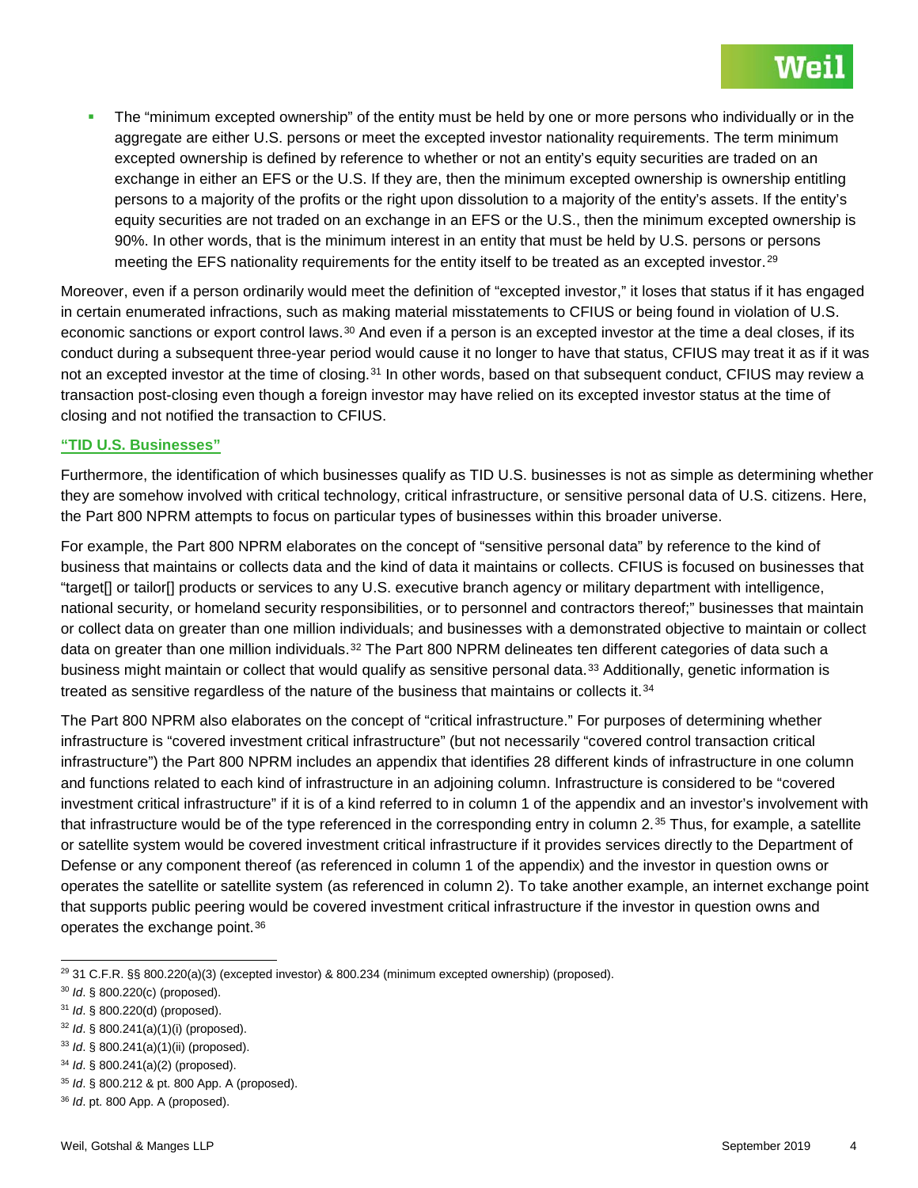- The "minimum excepted ownership" of the entity must be held by one or more persons who individually or in the aggregate are either U.S. persons or meet the excepted investor nationality requirements. The term minimum excepted ownership is defined by reference to whether or not an entity's equity securities are traded on an exchange in either an EFS or the U.S. If they are, then the minimum excepted ownership is ownership entitling persons to a majority of the profits or the right upon dissolution to a majority of the entity's assets. If the entity's equity securities are not traded on an exchange in an EFS or the U.S., then the minimum excepted ownership is 90%. In other words, that is the minimum interest in an entity that must be held by U.S. persons or persons meeting the EFS nationality requirements for the entity itself to be treated as an excepted investor.[29]

Moreover, even if a person ordinarily would meet the definition of "excepted investor," it loses that status if it has engaged in certain enumerated infractions, such as making material misstatements to CFIUS or being found in violation of U.S. economic sanctions or export control laws.[30] And even if a person is an excepted investor at the time a deal closes, if its conduct during a subsequent three-year period would cause it no longer to have that status, CFIUS may treat it as if it was not an excepted investor at the time of closing.[31] In other words, based on that subsequent conduct, CFIUS may review a transaction post-closing even though a foreign investor may have relied on its excepted investor status at the time of closing and not notified the transaction to CFIUS.

### "TID U.S. Businesses"

Furthermore, the identification of which businesses qualify as TID U.S. businesses is not as simple as determining whether they are somehow involved with critical technology, critical infrastructure, or sensitive personal data of U.S. citizens. Here, the Part 800 NPRM attempts to focus on particular types of businesses within this broader universe.

For example, the Part 800 NPRM elaborates on the concept of "sensitive personal data" by reference to the kind of business that maintains or collects data and the kind of data it maintains or collects. CFIUS is focused on businesses that "target[] or tailor[] products or services to any U.S. executive branch agency or military department with intelligence, national security, or homeland security responsibilities, or to personnel and contractors thereof;" businesses that maintain or collect data on greater than one million individuals; and businesses with a demonstrated objective to maintain or collect data on greater than one million individuals.[32] The Part 800 NPRM delineates ten different categories of data such a business might maintain or collect that would qualify as sensitive personal data.[33] Additionally, genetic information is treated as sensitive regardless of the nature of the business that maintains or collects it.[34]

The Part 800 NPRM also elaborates on the concept of "critical infrastructure." For purposes of determining whether infrastructure is "covered investment critical infrastructure" (but not necessarily "covered control transaction critical infrastructure") the Part 800 NPRM includes an appendix that identifies 28 different kinds of infrastructure in one column and functions related to each kind of infrastructure in an adjoining column. Infrastructure is considered to be "covered investment critical infrastructure" if it is of a kind referred to in column 1 of the appendix and an investor's involvement with that infrastructure would be of the type referenced in the corresponding entry in column 2.[35] Thus, for example, a satellite or satellite system would be covered investment critical infrastructure if it provides services directly to the Department of Defense or any component thereof (as referenced in column 1 of the appendix) and the investor in question owns or operates the satellite or satellite system (as referenced in column 2). To take another example, an internet exchange point that supports public peering would be covered investment critical infrastructure if the investor in question owns and operates the exchange point.[36]

---

[29] 31 C.F.R. §§ 800.220(a)(3) (excepted investor) & 800.234 (minimum excepted ownership) (proposed).

[30] *Id*. § 800.220(c) (proposed).

[31] *Id*. § 800.220(d) (proposed).

[32] *Id*. § 800.241(a)(1)(i) (proposed).

[33] *Id*. § 800.241(a)(1)(ii) (proposed).

[34] *Id*. § 800.241(a)(2) (proposed).

[35] *Id*. § 800.212 & pt. 800 App. A (proposed).

[36] *Id*. pt. 800 App. A (proposed).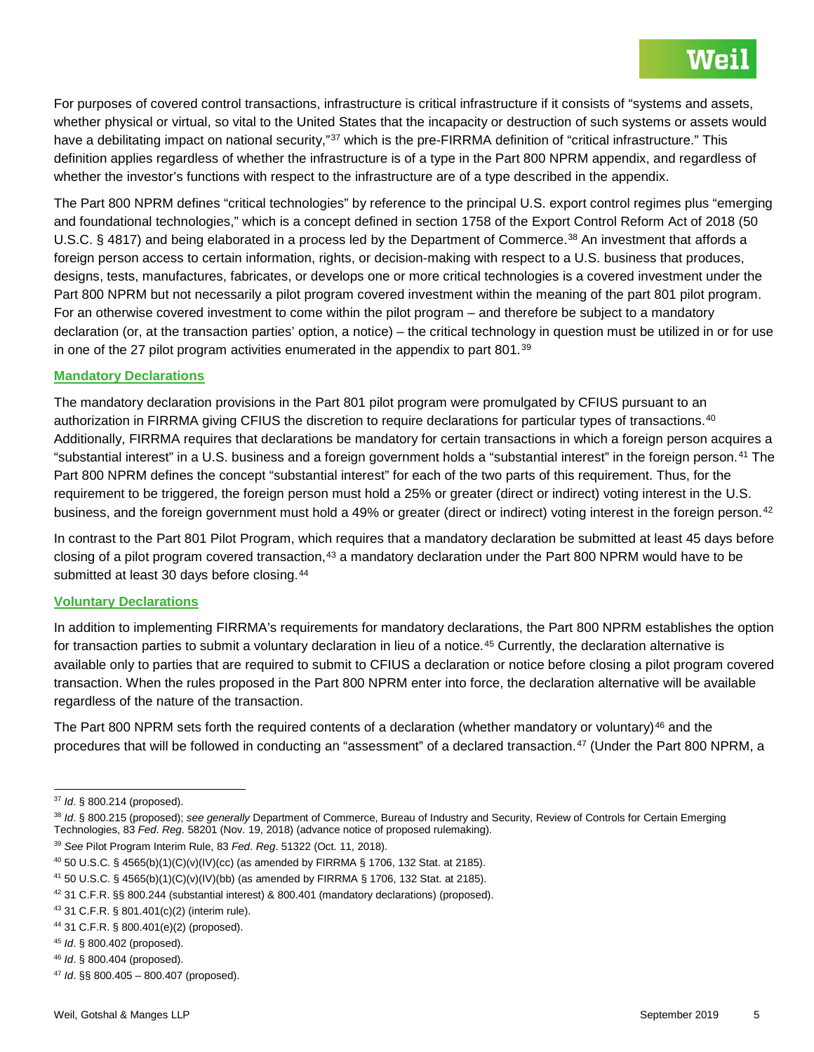For purposes of covered control transactions, infrastructure is critical infrastructure if it consists of "systems and assets, whether physical or virtual, so vital to the United States that the incapacity or destruction of such systems or assets would have a debilitating impact on national security,"[37] which is the pre-FIRRMA definition of "critical infrastructure." This definition applies regardless of whether the infrastructure is of a type in the Part 800 NPRM appendix, and regardless of whether the investor's functions with respect to the infrastructure are of a type described in the appendix.

The Part 800 NPRM defines "critical technologies" by reference to the principal U.S. export control regimes plus "emerging and foundational technologies," which is a concept defined in section 1758 of the Export Control Reform Act of 2018 (50 U.S.C. § 4817) and being elaborated in a process led by the Department of Commerce.[38] An investment that affords a foreign person access to certain information, rights, or decision-making with respect to a U.S. business that produces, designs, tests, manufactures, fabricates, or develops one or more critical technologies is a covered investment under the Part 800 NPRM but not necessarily a pilot program covered investment within the meaning of the part 801 pilot program. For an otherwise covered investment to come within the pilot program – and therefore be subject to a mandatory declaration (or, at the transaction parties' option, a notice) – the critical technology in question must be utilized in or for use in one of the 27 pilot program activities enumerated in the appendix to part 801.[39]

## Mandatory Declarations

The mandatory declaration provisions in the Part 801 pilot program were promulgated by CFIUS pursuant to an authorization in FIRRMA giving CFIUS the discretion to require declarations for particular types of transactions.[40] Additionally, FIRRMA requires that declarations be mandatory for certain transactions in which a foreign person acquires a "substantial interest" in a U.S. business and a foreign government holds a "substantial interest" in the foreign person.[41] The Part 800 NPRM defines the concept "substantial interest" for each of the two parts of this requirement. Thus, for the requirement to be triggered, the foreign person must hold a 25% or greater (direct or indirect) voting interest in the U.S. business, and the foreign government must hold a 49% or greater (direct or indirect) voting interest in the foreign person.[42]

In contrast to the Part 801 Pilot Program, which requires that a mandatory declaration be submitted at least 45 days before closing of a pilot program covered transaction,[43] a mandatory declaration under the Part 800 NPRM would have to be submitted at least 30 days before closing.[44]

## Voluntary Declarations

In addition to implementing FIRRMA's requirements for mandatory declarations, the Part 800 NPRM establishes the option for transaction parties to submit a voluntary declaration in lieu of a notice.[45] Currently, the declaration alternative is available only to parties that are required to submit to CFIUS a declaration or notice before closing a pilot program covered transaction. When the rules proposed in the Part 800 NPRM enter into force, the declaration alternative will be available regardless of the nature of the transaction.

The Part 800 NPRM sets forth the required contents of a declaration (whether mandatory or voluntary)[46] and the procedures that will be followed in conducting an "assessment" of a declared transaction.[47] (Under the Part 800 NPRM, a

---

[37] *Id*. § 800.214 (proposed).

[38] *Id*. § 800.215 (proposed); *see generally* Department of Commerce, Bureau of Industry and Security, Review of Controls for Certain Emerging Technologies, 83 *Fed*. *Reg*. 58201 (Nov. 19, 2018) (advance notice of proposed rulemaking).

[39] *See* Pilot Program Interim Rule, 83 *Fed*. *Reg*. 51322 (Oct. 11, 2018).

[40] 50 U.S.C. § 4565(b)(1)(C)(v)(IV)(cc) (as amended by FIRRMA § 1706, 132 Stat. at 2185).

[41] 50 U.S.C. § 4565(b)(1)(C)(v)(IV)(bb) (as amended by FIRRMA § 1706, 132 Stat. at 2185).

[42] 31 C.F.R. §§ 800.244 (substantial interest) & 800.401 (mandatory declarations) (proposed).

[43] 31 C.F.R. § 801.401(c)(2) (interim rule).

[44] 31 C.F.R. § 800.401(e)(2) (proposed).

[45] *Id*. § 800.402 (proposed).

[46] *Id*. § 800.404 (proposed).

[47] *Id*. §§ 800.405 – 800.407 (proposed).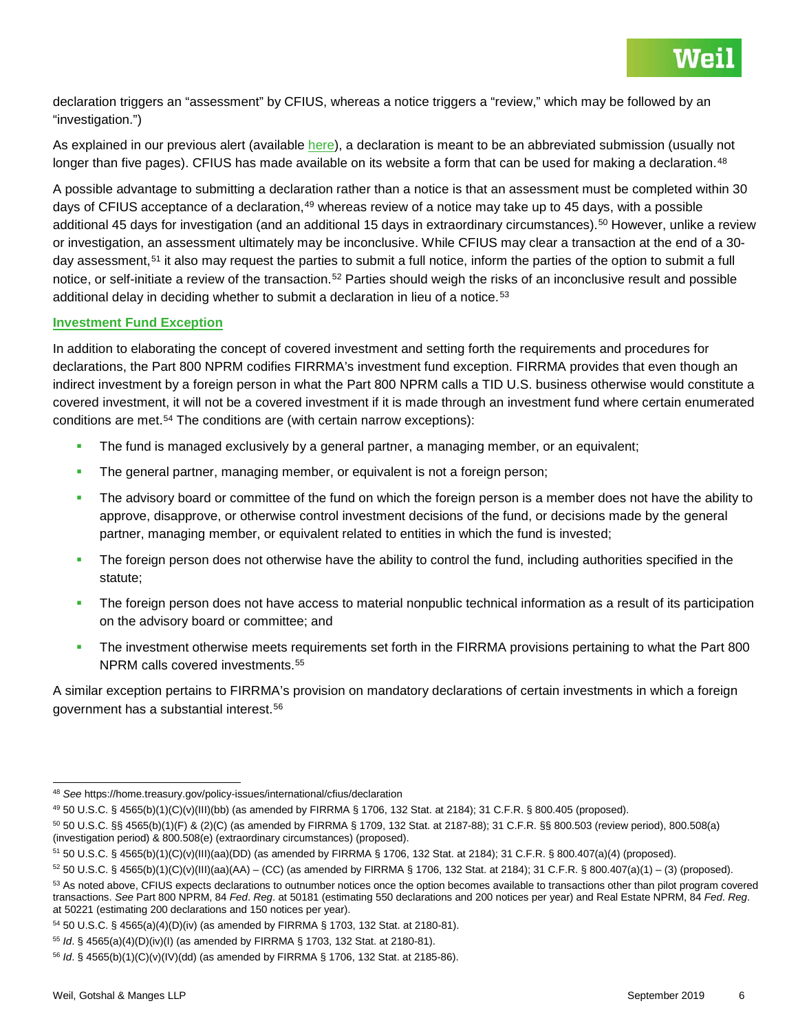declaration triggers an "assessment" by CFIUS, whereas a notice triggers a "review," which may be followed by an "investigation.")

As explained in our previous alert (available here), a declaration is meant to be an abbreviated submission (usually not longer than five pages). CFIUS has made available on its website a form that can be used for making a declaration.[48]

A possible advantage to submitting a declaration rather than a notice is that an assessment must be completed within 30 days of CFIUS acceptance of a declaration,[49] whereas review of a notice may take up to 45 days, with a possible additional 45 days for investigation (and an additional 15 days in extraordinary circumstances).[50] However, unlike a review or investigation, an assessment ultimately may be inconclusive. While CFIUS may clear a transaction at the end of a 30-day assessment,[51] it also may request the parties to submit a full notice, inform the parties of the option to submit a full notice, or self-initiate a review of the transaction.[52] Parties should weigh the risks of an inconclusive result and possible additional delay in deciding whether to submit a declaration in lieu of a notice.[53]

### Investment Fund Exception

In addition to elaborating the concept of covered investment and setting forth the requirements and procedures for declarations, the Part 800 NPRM codifies FIRRMA's investment fund exception. FIRRMA provides that even though an indirect investment by a foreign person in what the Part 800 NPRM calls a TID U.S. business otherwise would constitute a covered investment, it will not be a covered investment if it is made through an investment fund where certain enumerated conditions are met.[54] The conditions are (with certain narrow exceptions):

- The fund is managed exclusively by a general partner, a managing member, or an equivalent;
- The general partner, managing member, or equivalent is not a foreign person;
- The advisory board or committee of the fund on which the foreign person is a member does not have the ability to approve, disapprove, or otherwise control investment decisions of the fund, or decisions made by the general partner, managing member, or equivalent related to entities in which the fund is invested;
- The foreign person does not otherwise have the ability to control the fund, including authorities specified in the statute;
- The foreign person does not have access to material nonpublic technical information as a result of its participation on the advisory board or committee; and
- The investment otherwise meets requirements set forth in the FIRRMA provisions pertaining to what the Part 800 NPRM calls covered investments.[55]

A similar exception pertains to FIRRMA's provision on mandatory declarations of certain investments in which a foreign government has a substantial interest.[56]

---

[48] *See* https://home.treasury.gov/policy-issues/international/cfius/declaration

[49] 50 U.S.C. § 4565(b)(1)(C)(v)(III)(bb) (as amended by FIRRMA § 1706, 132 Stat. at 2184); 31 C.F.R. § 800.405 (proposed).

[50] 50 U.S.C. §§ 4565(b)(1)(F) & (2)(C) (as amended by FIRRMA § 1709, 132 Stat. at 2187-88); 31 C.F.R. §§ 800.503 (review period), 800.508(a) (investigation period) & 800.508(e) (extraordinary circumstances) (proposed).

[51] 50 U.S.C. § 4565(b)(1)(C)(v)(III)(aa)(DD) (as amended by FIRRMA § 1706, 132 Stat. at 2184); 31 C.F.R. § 800.407(a)(4) (proposed).

[52] 50 U.S.C. § 4565(b)(1)(C)(v)(III)(aa)(AA) – (CC) (as amended by FIRRMA § 1706, 132 Stat. at 2184); 31 C.F.R. § 800.407(a)(1) – (3) (proposed).

[53] As noted above, CFIUS expects declarations to outnumber notices once the option becomes available to transactions other than pilot program covered transactions. *See* Part 800 NPRM, 84 *Fed*. *Reg*. at 50181 (estimating 550 declarations and 200 notices per year) and Real Estate NPRM, 84 *Fed*. *Reg*. at 50221 (estimating 200 declarations and 150 notices per year).

[54] 50 U.S.C. § 4565(a)(4)(D)(iv) (as amended by FIRRMA § 1703, 132 Stat. at 2180-81).

[55] *Id*. § 4565(a)(4)(D)(iv)(I) (as amended by FIRRMA § 1703, 132 Stat. at 2180-81).

[56] *Id*. § 4565(b)(1)(C)(v)(IV)(dd) (as amended by FIRRMA § 1706, 132 Stat. at 2185-86).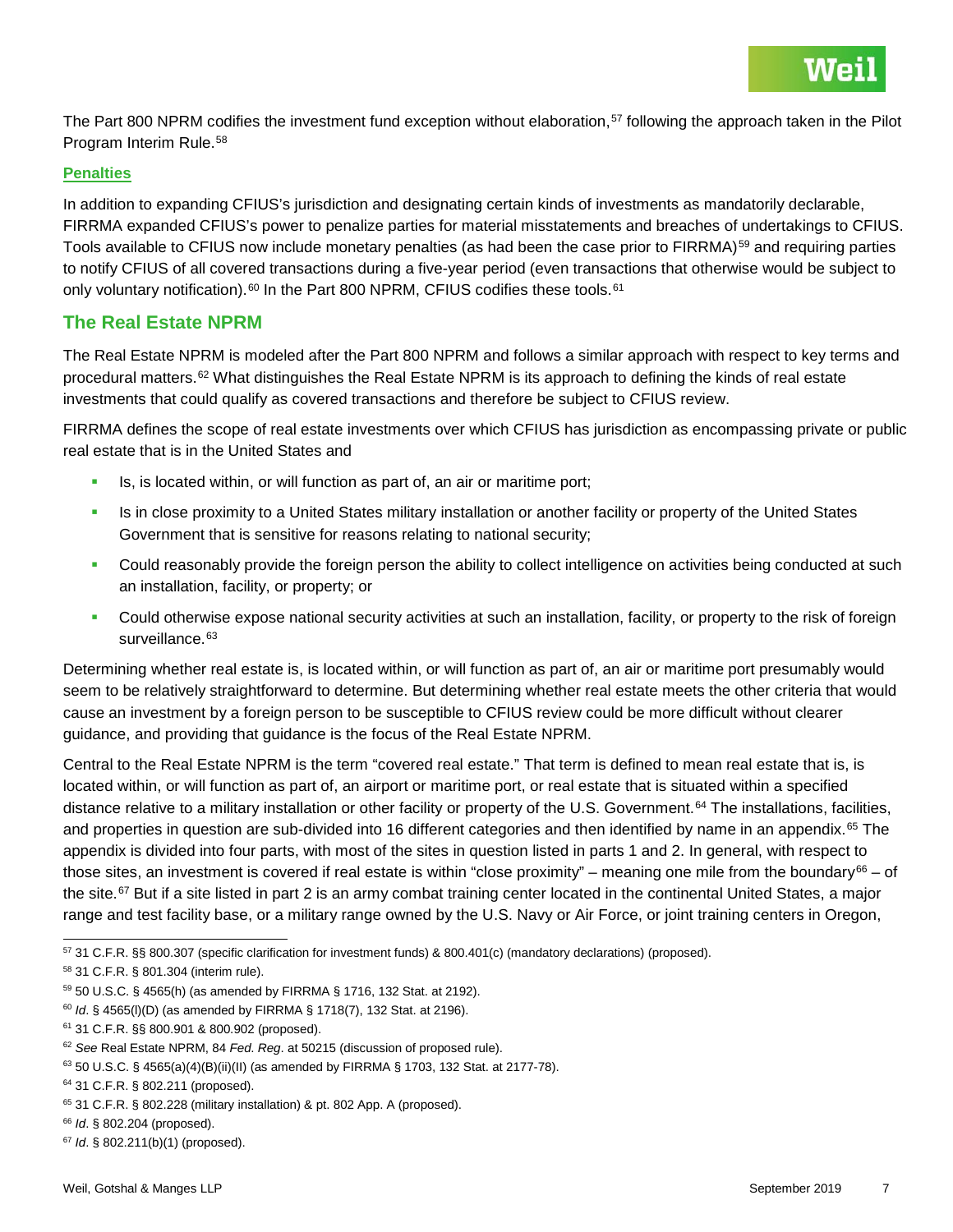The Part 800 NPRM codifies the investment fund exception without elaboration,[57] following the approach taken in the Pilot Program Interim Rule.[58]

### Penalties

In addition to expanding CFIUS's jurisdiction and designating certain kinds of investments as mandatorily declarable, FIRRMA expanded CFIUS's power to penalize parties for material misstatements and breaches of undertakings to CFIUS. Tools available to CFIUS now include monetary penalties (as had been the case prior to FIRRMA)[59] and requiring parties to notify CFIUS of all covered transactions during a five-year period (even transactions that otherwise would be subject to only voluntary notification).[60] In the Part 800 NPRM, CFIUS codifies these tools.[61]

## The Real Estate NPRM

The Real Estate NPRM is modeled after the Part 800 NPRM and follows a similar approach with respect to key terms and procedural matters.[62] What distinguishes the Real Estate NPRM is its approach to defining the kinds of real estate investments that could qualify as covered transactions and therefore be subject to CFIUS review.

FIRRMA defines the scope of real estate investments over which CFIUS has jurisdiction as encompassing private or public real estate that is in the United States and

- Is, is located within, or will function as part of, an air or maritime port;
- Is in close proximity to a United States military installation or another facility or property of the United States Government that is sensitive for reasons relating to national security;
- Could reasonably provide the foreign person the ability to collect intelligence on activities being conducted at such an installation, facility, or property; or
- Could otherwise expose national security activities at such an installation, facility, or property to the risk of foreign surveillance.[63]

Determining whether real estate is, is located within, or will function as part of, an air or maritime port presumably would seem to be relatively straightforward to determine. But determining whether real estate meets the other criteria that would cause an investment by a foreign person to be susceptible to CFIUS review could be more difficult without clearer guidance, and providing that guidance is the focus of the Real Estate NPRM.

Central to the Real Estate NPRM is the term "covered real estate." That term is defined to mean real estate that is, is located within, or will function as part of, an airport or maritime port, or real estate that is situated within a specified distance relative to a military installation or other facility or property of the U.S. Government.[64] The installations, facilities, and properties in question are sub-divided into 16 different categories and then identified by name in an appendix.[65] The appendix is divided into four parts, with most of the sites in question listed in parts 1 and 2. In general, with respect to those sites, an investment is covered if real estate is within "close proximity" – meaning one mile from the boundary[66] – of the site.[67] But if a site listed in part 2 is an army combat training center located in the continental United States, a major range and test facility base, or a military range owned by the U.S. Navy or Air Force, or joint training centers in Oregon,

---

[57] 31 C.F.R. §§ 800.307 (specific clarification for investment funds) & 800.401(c) (mandatory declarations) (proposed).

[58] 31 C.F.R. § 801.304 (interim rule).

[59] 50 U.S.C. § 4565(h) (as amended by FIRRMA § 1716, 132 Stat. at 2192).

[60] *Id*. § 4565(l)(D) (as amended by FIRRMA § 1718(7), 132 Stat. at 2196).

[61] 31 C.F.R. §§ 800.901 & 800.902 (proposed).

[62] *See* Real Estate NPRM, 84 *Fed. Reg*. at 50215 (discussion of proposed rule).

[63] 50 U.S.C. § 4565(a)(4)(B)(ii)(II) (as amended by FIRRMA § 1703, 132 Stat. at 2177-78).

[64] 31 C.F.R. § 802.211 (proposed).

[65] 31 C.F.R. § 802.228 (military installation) & pt. 802 App. A (proposed).

[66] *Id*. § 802.204 (proposed).

[67] *Id*. § 802.211(b)(1) (proposed).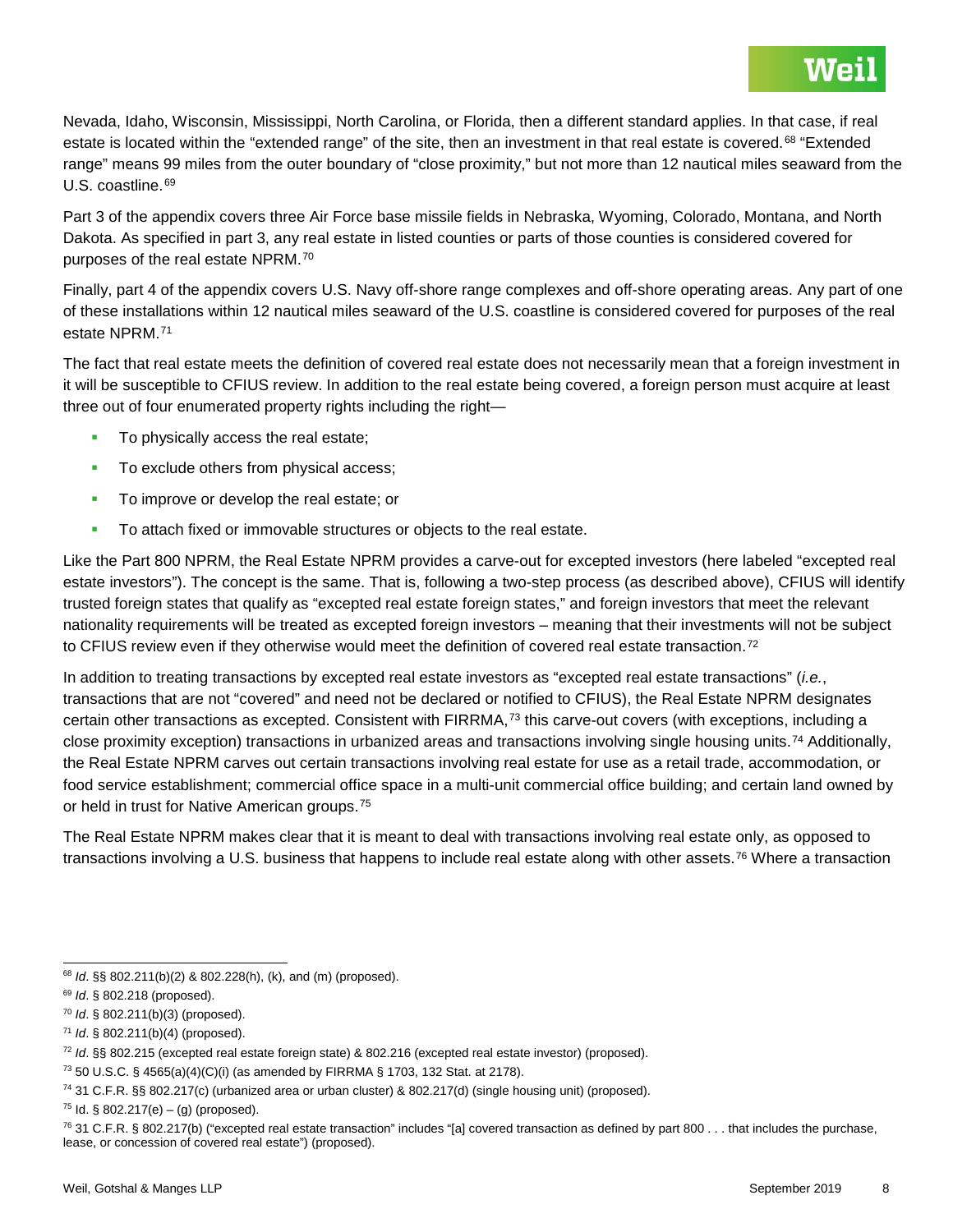Nevada, Idaho, Wisconsin, Mississippi, North Carolina, or Florida, then a different standard applies. In that case, if real estate is located within the "extended range" of the site, then an investment in that real estate is covered.[68] "Extended range" means 99 miles from the outer boundary of "close proximity," but not more than 12 nautical miles seaward from the U.S. coastline.[69]

Part 3 of the appendix covers three Air Force base missile fields in Nebraska, Wyoming, Colorado, Montana, and North Dakota. As specified in part 3, any real estate in listed counties or parts of those counties is considered covered for purposes of the real estate NPRM.[70]

Finally, part 4 of the appendix covers U.S. Navy off-shore range complexes and off-shore operating areas. Any part of one of these installations within 12 nautical miles seaward of the U.S. coastline is considered covered for purposes of the real estate NPRM.[71]

The fact that real estate meets the definition of covered real estate does not necessarily mean that a foreign investment in it will be susceptible to CFIUS review. In addition to the real estate being covered, a foreign person must acquire at least three out of four enumerated property rights including the right—

- To physically access the real estate;
- To exclude others from physical access;
- To improve or develop the real estate; or
- To attach fixed or immovable structures or objects to the real estate.

Like the Part 800 NPRM, the Real Estate NPRM provides a carve-out for excepted investors (here labeled "excepted real estate investors"). The concept is the same. That is, following a two-step process (as described above), CFIUS will identify trusted foreign states that qualify as "excepted real estate foreign states," and foreign investors that meet the relevant nationality requirements will be treated as excepted foreign investors – meaning that their investments will not be subject to CFIUS review even if they otherwise would meet the definition of covered real estate transaction.[72]

In addition to treating transactions by excepted real estate investors as "excepted real estate transactions" (*i.e.*, transactions that are not "covered" and need not be declared or notified to CFIUS), the Real Estate NPRM designates certain other transactions as excepted. Consistent with FIRRMA,[73] this carve-out covers (with exceptions, including a close proximity exception) transactions in urbanized areas and transactions involving single housing units.[74] Additionally, the Real Estate NPRM carves out certain transactions involving real estate for use as a retail trade, accommodation, or food service establishment; commercial office space in a multi-unit commercial office building; and certain land owned by or held in trust for Native American groups.[75]

The Real Estate NPRM makes clear that it is meant to deal with transactions involving real estate only, as opposed to transactions involving a U.S. business that happens to include real estate along with other assets.[76] Where a transaction

---

[68] *Id*. §§ 802.211(b)(2) & 802.228(h), (k), and (m) (proposed).

[69] *Id*. § 802.218 (proposed).

[70] *Id*. § 802.211(b)(3) (proposed).

[71] *Id*. § 802.211(b)(4) (proposed).

[72] *Id*. §§ 802.215 (excepted real estate foreign state) & 802.216 (excepted real estate investor) (proposed).

[73] 50 U.S.C. § 4565(a)(4)(C)(i) (as amended by FIRRMA § 1703, 132 Stat. at 2178).

[74] 31 C.F.R. §§ 802.217(c) (urbanized area or urban cluster) & 802.217(d) (single housing unit) (proposed).

[75] Id. § 802.217(e) – (g) (proposed).

[76] 31 C.F.R. § 802.217(b) ("excepted real estate transaction" includes "[a] covered transaction as defined by part 800 . . . that includes the purchase, lease, or concession of covered real estate") (proposed).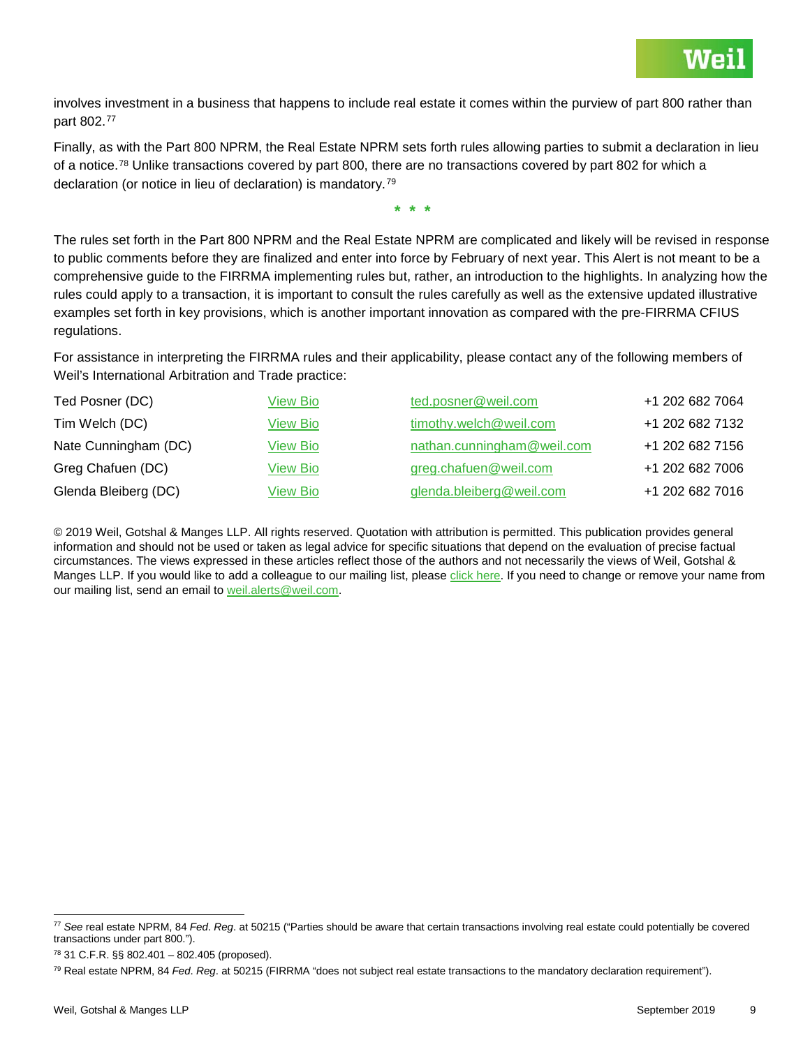involves investment in a business that happens to include real estate it comes within the purview of part 800 rather than part 802.[77]

Finally, as with the Part 800 NPRM, the Real Estate NPRM sets forth rules allowing parties to submit a declaration in lieu of a notice.[78] Unlike transactions covered by part 800, there are no transactions covered by part 802 for which a declaration (or notice in lieu of declaration) is mandatory.[79]

\* \* \*

The rules set forth in the Part 800 NPRM and the Real Estate NPRM are complicated and likely will be revised in response to public comments before they are finalized and enter into force by February of next year. This Alert is not meant to be a comprehensive guide to the FIRRMA implementing rules but, rather, an introduction to the highlights. In analyzing how the rules could apply to a transaction, it is important to consult the rules carefully as well as the extensive updated illustrative examples set forth in key provisions, which is another important innovation as compared with the pre-FIRRMA CFIUS regulations.

For assistance in interpreting the FIRRMA rules and their applicability, please contact any of the following members of Weil's International Arbitration and Trade practice:

| | | | |
|---|---|---|---|
| Ted Posner (DC) | View Bio | ted.posner@weil.com | +1 202 682 7064 |
| Tim Welch (DC) | View Bio | timothy.welch@weil.com | +1 202 682 7132 |
| Nate Cunningham (DC) | View Bio | nathan.cunningham@weil.com | +1 202 682 7156 |
| Greg Chafuen (DC) | View Bio | greg.chafuen@weil.com | +1 202 682 7006 |
| Glenda Bleiberg (DC) | View Bio | glenda.bleiberg@weil.com | +1 202 682 7016 |

© 2019 Weil, Gotshal & Manges LLP. All rights reserved. Quotation with attribution is permitted. This publication provides general information and should not be used or taken as legal advice for specific situations that depend on the evaluation of precise factual circumstances. The views expressed in these articles reflect those of the authors and not necessarily the views of Weil, Gotshal & Manges LLP. If you would like to add a colleague to our mailing list, please click here. If you need to change or remove your name from our mailing list, send an email to weil.alerts@weil.com.

---

[77] *See* real estate NPRM, 84 *Fed. Reg*. at 50215 ("Parties should be aware that certain transactions involving real estate could potentially be covered transactions under part 800.").

[78] 31 C.F.R. §§ 802.401 – 802.405 (proposed).

[79] Real estate NPRM, 84 *Fed. Reg*. at 50215 (FIRRMA "does not subject real estate transactions to the mandatory declaration requirement").